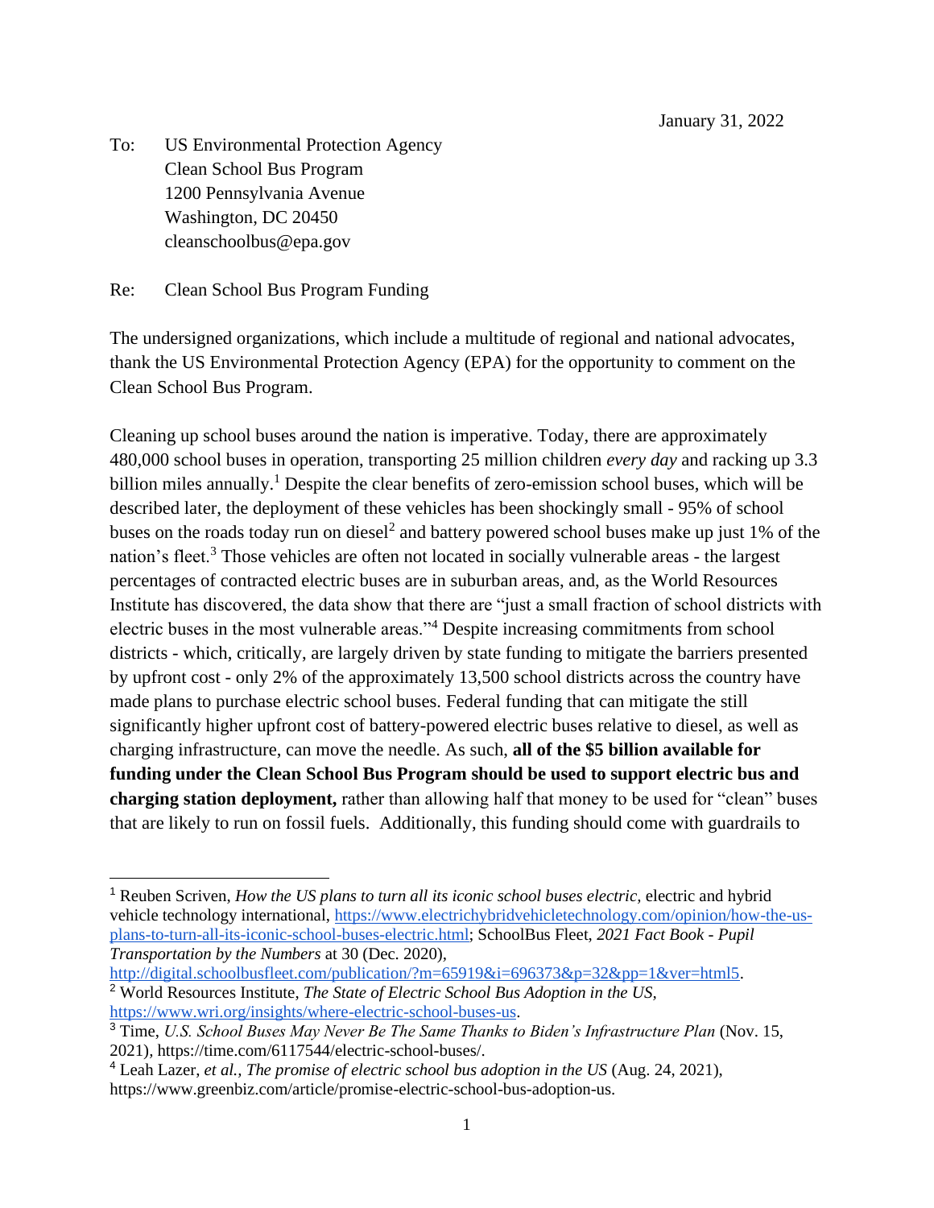January 31, 2022

To: US Environmental Protection Agency
Clean School Bus Program
1200 Pennsylvania Avenue
Washington, DC 20450
cleanschoolbus@epa.gov

Re: Clean School Bus Program Funding

The undersigned organizations, which include a multitude of regional and national advocates, thank the US Environmental Protection Agency (EPA) for the opportunity to comment on the Clean School Bus Program.

Cleaning up school buses around the nation is imperative. Today, there are approximately 480,000 school buses in operation, transporting 25 million children *every day* and racking up 3.3 billion miles annually.[1] Despite the clear benefits of zero-emission school buses, which will be described later, the deployment of these vehicles has been shockingly small - 95% of school buses on the roads today run on diesel[2] and battery powered school buses make up just 1% of the nation's fleet.[3] Those vehicles are often not located in socially vulnerable areas - the largest percentages of contracted electric buses are in suburban areas, and, as the World Resources Institute has discovered, the data show that there are "just a small fraction of school districts with electric buses in the most vulnerable areas."[4] Despite increasing commitments from school districts - which, critically, are largely driven by state funding to mitigate the barriers presented by upfront cost - only 2% of the approximately 13,500 school districts across the country have made plans to purchase electric school buses. Federal funding that can mitigate the still significantly higher upfront cost of battery-powered electric buses relative to diesel, as well as charging infrastructure, can move the needle. As such, **all of the $5 billion available for funding under the Clean School Bus Program should be used to support electric bus and charging station deployment,** rather than allowing half that money to be used for "clean" buses that are likely to run on fossil fuels. Additionally, this funding should come with guardrails to

---

[1] Reuben Scriven, *How the US plans to turn all its iconic school buses electric*, electric and hybrid vehicle technology international, https://www.electrichybridvehicletechnology.com/opinion/how-the-us-plans-to-turn-all-its-iconic-school-buses-electric.html; SchoolBus Fleet, *2021 Fact Book - Pupil Transportation by the Numbers* at 30 (Dec. 2020), http://digital.schoolbusfleet.com/publication/?m=65919&i=696373&p=32&pp=1&ver=html5.

[2] World Resources Institute, *The State of Electric School Bus Adoption in the US*, https://www.wri.org/insights/where-electric-school-buses-us.

[3] Time, *U.S. School Buses May Never Be The Same Thanks to Biden's Infrastructure Plan* (Nov. 15, 2021), https://time.com/6117544/electric-school-buses/.

[4] Leah Lazer, *et al.*, *The promise of electric school bus adoption in the US* (Aug. 24, 2021), https://www.greenbiz.com/article/promise-electric-school-bus-adoption-us.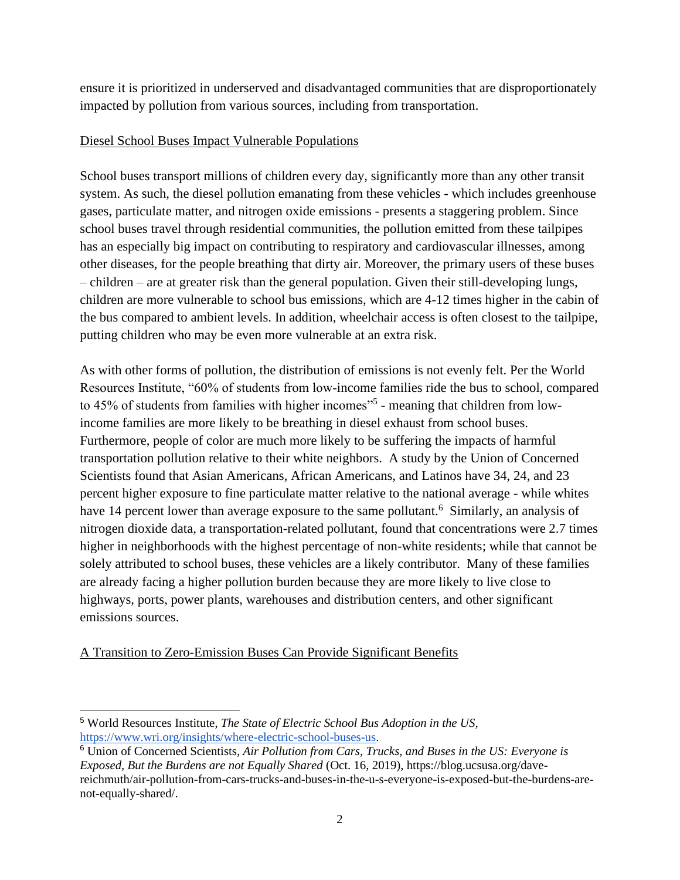ensure it is prioritized in underserved and disadvantaged communities that are disproportionately impacted by pollution from various sources, including from transportation.

<u>Diesel School Buses Impact Vulnerable Populations</u>

School buses transport millions of children every day, significantly more than any other transit system. As such, the diesel pollution emanating from these vehicles - which includes greenhouse gases, particulate matter, and nitrogen oxide emissions - presents a staggering problem. Since school buses travel through residential communities, the pollution emitted from these tailpipes has an especially big impact on contributing to respiratory and cardiovascular illnesses, among other diseases, for the people breathing that dirty air. Moreover, the primary users of these buses – children – are at greater risk than the general population. Given their still-developing lungs, children are more vulnerable to school bus emissions, which are 4-12 times higher in the cabin of the bus compared to ambient levels. In addition, wheelchair access is often closest to the tailpipe, putting children who may be even more vulnerable at an extra risk.

As with other forms of pollution, the distribution of emissions is not evenly felt. Per the World Resources Institute, "60% of students from low-income families ride the bus to school, compared to 45% of students from families with higher incomes"[5] - meaning that children from low-income families are more likely to be breathing in diesel exhaust from school buses. Furthermore, people of color are much more likely to be suffering the impacts of harmful transportation pollution relative to their white neighbors. A study by the Union of Concerned Scientists found that Asian Americans, African Americans, and Latinos have 34, 24, and 23 percent higher exposure to fine particulate matter relative to the national average - while whites have 14 percent lower than average exposure to the same pollutant.[6] Similarly, an analysis of nitrogen dioxide data, a transportation-related pollutant, found that concentrations were 2.7 times higher in neighborhoods with the highest percentage of non-white residents; while that cannot be solely attributed to school buses, these vehicles are a likely contributor. Many of these families are already facing a higher pollution burden because they are more likely to live close to highways, ports, power plants, warehouses and distribution centers, and other significant emissions sources.

<u>A Transition to Zero-Emission Buses Can Provide Significant Benefits</u>

---

[5] World Resources Institute, *The State of Electric School Bus Adoption in the US,* https://www.wri.org/insights/where-electric-school-buses-us.

[6] Union of Concerned Scientists, *Air Pollution from Cars, Trucks, and Buses in the US: Everyone is Exposed, But the Burdens are not Equally Shared* (Oct. 16, 2019), https://blog.ucsusa.org/dave-reichmuth/air-pollution-from-cars-trucks-and-buses-in-the-u-s-everyone-is-exposed-but-the-burdens-are-not-equally-shared/.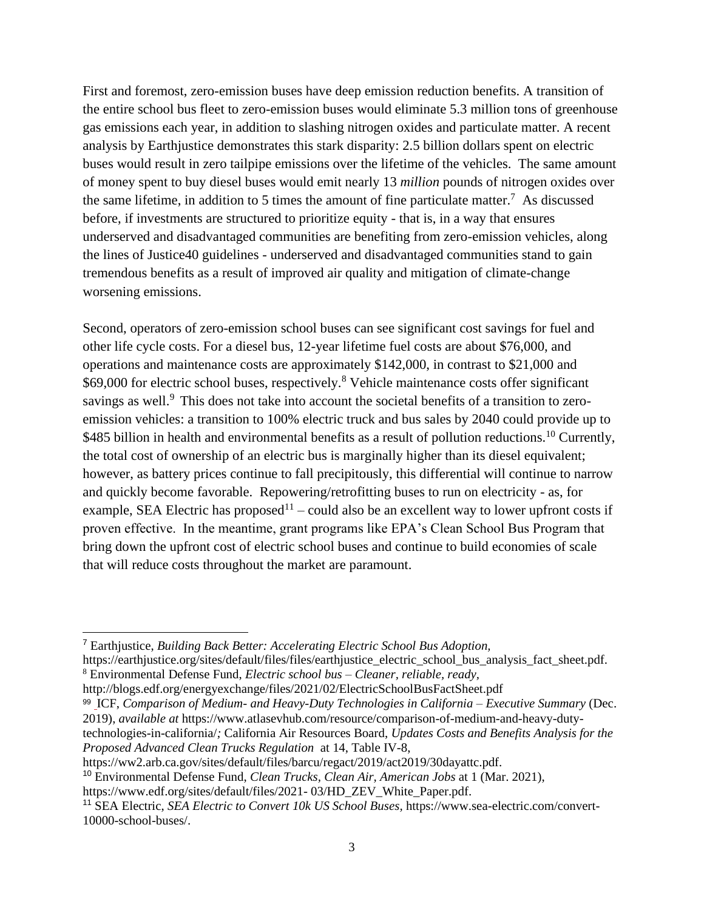First and foremost, zero-emission buses have deep emission reduction benefits. A transition of the entire school bus fleet to zero-emission buses would eliminate 5.3 million tons of greenhouse gas emissions each year, in addition to slashing nitrogen oxides and particulate matter. A recent analysis by Earthjustice demonstrates this stark disparity: 2.5 billion dollars spent on electric buses would result in zero tailpipe emissions over the lifetime of the vehicles. The same amount of money spent to buy diesel buses would emit nearly 13 *million* pounds of nitrogen oxides over the same lifetime, in addition to 5 times the amount of fine particulate matter.[7] As discussed before, if investments are structured to prioritize equity - that is, in a way that ensures underserved and disadvantaged communities are benefiting from zero-emission vehicles, along the lines of Justice40 guidelines - underserved and disadvantaged communities stand to gain tremendous benefits as a result of improved air quality and mitigation of climate-change worsening emissions.

Second, operators of zero-emission school buses can see significant cost savings for fuel and other life cycle costs. For a diesel bus, 12-year lifetime fuel costs are about $76,000, and operations and maintenance costs are approximately $142,000, in contrast to $21,000 and $69,000 for electric school buses, respectively.[8] Vehicle maintenance costs offer significant savings as well.[9] This does not take into account the societal benefits of a transition to zero-emission vehicles: a transition to 100% electric truck and bus sales by 2040 could provide up to $485 billion in health and environmental benefits as a result of pollution reductions.[10] Currently, the total cost of ownership of an electric bus is marginally higher than its diesel equivalent; however, as battery prices continue to fall precipitously, this differential will continue to narrow and quickly become favorable. Repowering/retrofitting buses to run on electricity - as, for example, SEA Electric has proposed[11] – could also be an excellent way to lower upfront costs if proven effective. In the meantime, grant programs like EPA's Clean School Bus Program that bring down the upfront cost of electric school buses and continue to build economies of scale that will reduce costs throughout the market are paramount.

---

[7] Earthjustice, *Building Back Better: Accelerating Electric School Bus Adoption,* https://earthjustice.org/sites/default/files/files/earthjustice_electric_school_bus_analysis_fact_sheet.pdf.

[8] Environmental Defense Fund, *Electric school bus – Cleaner, reliable, ready,* http://blogs.edf.org/energyexchange/files/2021/02/ElectricSchoolBusFactSheet.pdf

[9] ICF, *Comparison of Medium- and Heavy-Duty Technologies in California – Executive Summary* (Dec. 2019), *available at* https://www.atlasevhub.com/resource/comparison-of-medium-and-heavy-duty-technologies-in-california/*;* California Air Resources Board, *Updates Costs and Benefits Analysis for the Proposed Advanced Clean Trucks Regulation* at 14, Table IV-8, https://ww2.arb.ca.gov/sites/default/files/barcu/regact/2019/act2019/30dayattc.pdf.

[10] Environmental Defense Fund, *Clean Trucks, Clean Air, American Jobs* at 1 (Mar. 2021), https://www.edf.org/sites/default/files/2021- 03/HD_ZEV_White_Paper.pdf.

[11] SEA Electric, *SEA Electric to Convert 10k US School Buses,* https://www.sea-electric.com/convert-10000-school-buses/.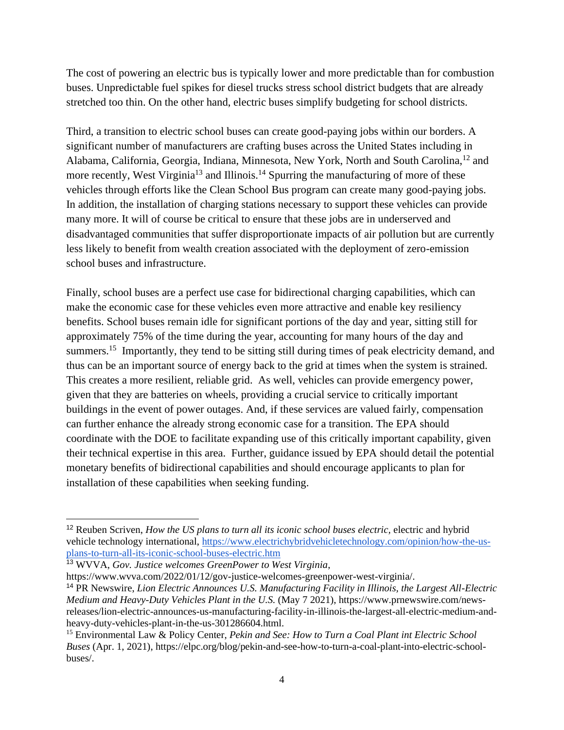The cost of powering an electric bus is typically lower and more predictable than for combustion buses. Unpredictable fuel spikes for diesel trucks stress school district budgets that are already stretched too thin. On the other hand, electric buses simplify budgeting for school districts.

Third, a transition to electric school buses can create good-paying jobs within our borders. A significant number of manufacturers are crafting buses across the United States including in Alabama, California, Georgia, Indiana, Minnesota, New York, North and South Carolina,[12] and more recently, West Virginia[13] and Illinois.[14] Spurring the manufacturing of more of these vehicles through efforts like the Clean School Bus program can create many good-paying jobs. In addition, the installation of charging stations necessary to support these vehicles can provide many more. It will of course be critical to ensure that these jobs are in underserved and disadvantaged communities that suffer disproportionate impacts of air pollution but are currently less likely to benefit from wealth creation associated with the deployment of zero-emission school buses and infrastructure.

Finally, school buses are a perfect use case for bidirectional charging capabilities, which can make the economic case for these vehicles even more attractive and enable key resiliency benefits. School buses remain idle for significant portions of the day and year, sitting still for approximately 75% of the time during the year, accounting for many hours of the day and summers.[15] Importantly, they tend to be sitting still during times of peak electricity demand, and thus can be an important source of energy back to the grid at times when the system is strained. This creates a more resilient, reliable grid. As well, vehicles can provide emergency power, given that they are batteries on wheels, providing a crucial service to critically important buildings in the event of power outages. And, if these services are valued fairly, compensation can further enhance the already strong economic case for a transition. The EPA should coordinate with the DOE to facilitate expanding use of this critically important capability, given their technical expertise in this area. Further, guidance issued by EPA should detail the potential monetary benefits of bidirectional capabilities and should encourage applicants to plan for installation of these capabilities when seeking funding.

---

[12] Reuben Scriven, *How the US plans to turn all its iconic school buses electric*, electric and hybrid vehicle technology international, https://www.electrichybridvehicletechnology.com/opinion/how-the-us-plans-to-turn-all-its-iconic-school-buses-electric.htm

[13] WVVA, *Gov. Justice welcomes GreenPower to West Virginia*, https://www.wvva.com/2022/01/12/gov-justice-welcomes-greenpower-west-virginia/.

[14] PR Newswire, *Lion Electric Announces U.S. Manufacturing Facility in Illinois, the Largest All-Electric Medium and Heavy-Duty Vehicles Plant in the U.S.* (May 7 2021), https://www.prnewswire.com/news-releases/lion-electric-announces-us-manufacturing-facility-in-illinois-the-largest-all-electric-medium-and-heavy-duty-vehicles-plant-in-the-us-301286604.html.

[15] Environmental Law & Policy Center, *Pekin and See: How to Turn a Coal Plant int Electric School Buses* (Apr. 1, 2021), https://elpc.org/blog/pekin-and-see-how-to-turn-a-coal-plant-into-electric-school-buses/.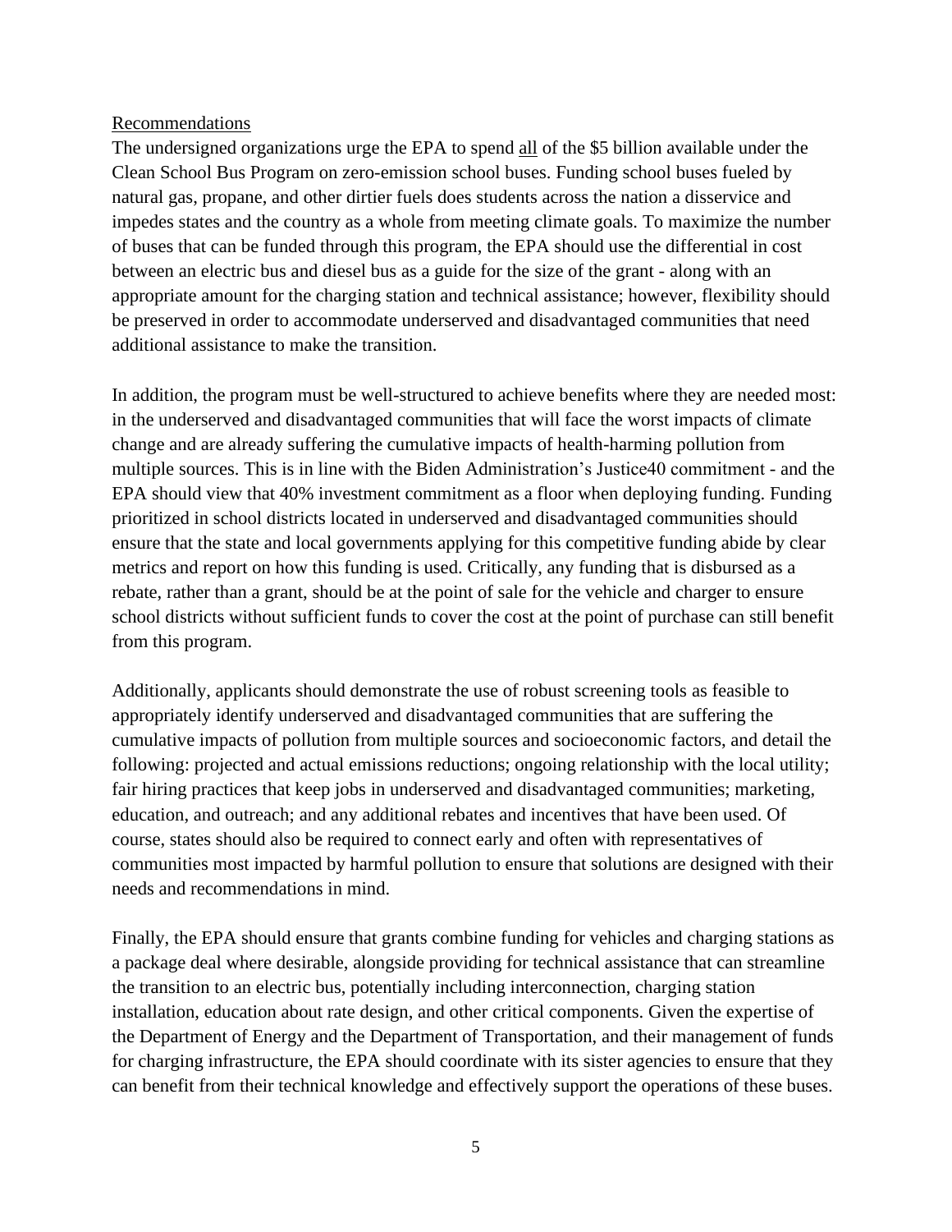Recommendations

The undersigned organizations urge the EPA to spend all of the $5 billion available under the Clean School Bus Program on zero-emission school buses. Funding school buses fueled by natural gas, propane, and other dirtier fuels does students across the nation a disservice and impedes states and the country as a whole from meeting climate goals. To maximize the number of buses that can be funded through this program, the EPA should use the differential in cost between an electric bus and diesel bus as a guide for the size of the grant - along with an appropriate amount for the charging station and technical assistance; however, flexibility should be preserved in order to accommodate underserved and disadvantaged communities that need additional assistance to make the transition.

In addition, the program must be well-structured to achieve benefits where they are needed most: in the underserved and disadvantaged communities that will face the worst impacts of climate change and are already suffering the cumulative impacts of health-harming pollution from multiple sources. This is in line with the Biden Administration's Justice40 commitment - and the EPA should view that 40% investment commitment as a floor when deploying funding. Funding prioritized in school districts located in underserved and disadvantaged communities should ensure that the state and local governments applying for this competitive funding abide by clear metrics and report on how this funding is used. Critically, any funding that is disbursed as a rebate, rather than a grant, should be at the point of sale for the vehicle and charger to ensure school districts without sufficient funds to cover the cost at the point of purchase can still benefit from this program.

Additionally, applicants should demonstrate the use of robust screening tools as feasible to appropriately identify underserved and disadvantaged communities that are suffering the cumulative impacts of pollution from multiple sources and socioeconomic factors, and detail the following: projected and actual emissions reductions; ongoing relationship with the local utility; fair hiring practices that keep jobs in underserved and disadvantaged communities; marketing, education, and outreach; and any additional rebates and incentives that have been used. Of course, states should also be required to connect early and often with representatives of communities most impacted by harmful pollution to ensure that solutions are designed with their needs and recommendations in mind.

Finally, the EPA should ensure that grants combine funding for vehicles and charging stations as a package deal where desirable, alongside providing for technical assistance that can streamline the transition to an electric bus, potentially including interconnection, charging station installation, education about rate design, and other critical components. Given the expertise of the Department of Energy and the Department of Transportation, and their management of funds for charging infrastructure, the EPA should coordinate with its sister agencies to ensure that they can benefit from their technical knowledge and effectively support the operations of these buses.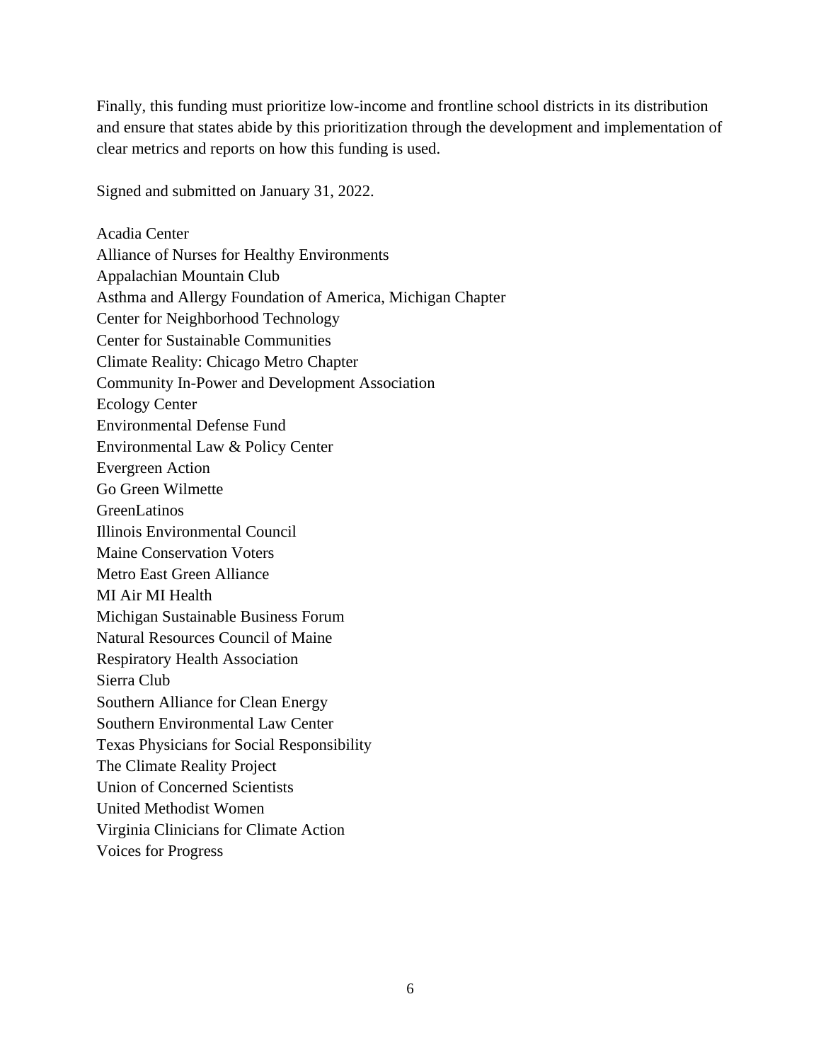Finally, this funding must prioritize low-income and frontline school districts in its distribution and ensure that states abide by this prioritization through the development and implementation of clear metrics and reports on how this funding is used.

Signed and submitted on January 31, 2022.

Acadia Center
Alliance of Nurses for Healthy Environments
Appalachian Mountain Club
Asthma and Allergy Foundation of America, Michigan Chapter
Center for Neighborhood Technology
Center for Sustainable Communities
Climate Reality: Chicago Metro Chapter
Community In-Power and Development Association
Ecology Center
Environmental Defense Fund
Environmental Law & Policy Center
Evergreen Action
Go Green Wilmette
GreenLatinos
Illinois Environmental Council
Maine Conservation Voters
Metro East Green Alliance
MI Air MI Health
Michigan Sustainable Business Forum
Natural Resources Council of Maine
Respiratory Health Association
Sierra Club
Southern Alliance for Clean Energy
Southern Environmental Law Center
Texas Physicians for Social Responsibility
The Climate Reality Project
Union of Concerned Scientists
United Methodist Women
Virginia Clinicians for Climate Action
Voices for Progress